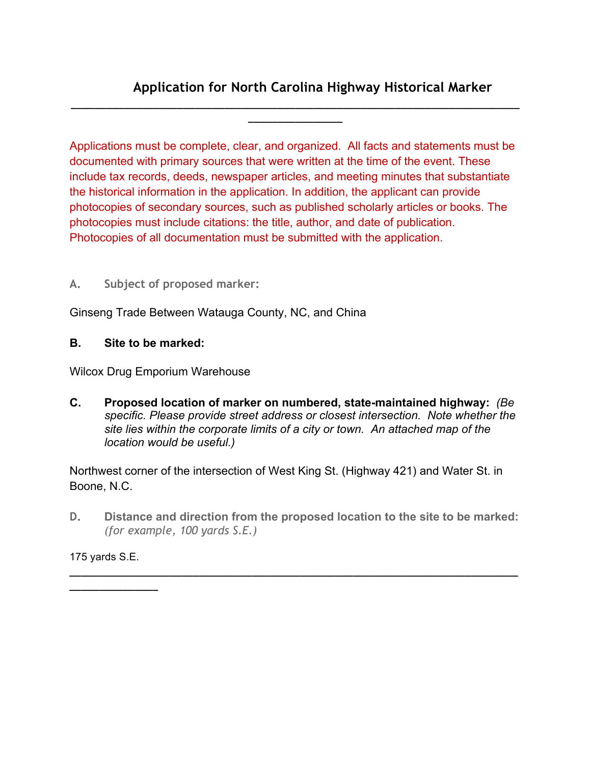# Application for North Carolina Highway Historical Marker

---

Applications must be complete, clear, and organized. All facts and statements must be documented with primary sources that were written at the time of the event. These include tax records, deeds, newspaper articles, and meeting minutes that substantiate the historical information in the application. In addition, the applicant can provide photocopies of secondary sources, such as published scholarly articles or books. The photocopies must include citations: the title, author, and date of publication. Photocopies of all documentation must be submitted with the application.

**A. Subject of proposed marker:**

Ginseng Trade Between Watauga County, NC, and China

**B. Site to be marked:**

Wilcox Drug Emporium Warehouse

**C. Proposed location of marker on numbered, state-maintained highway:** *(Be specific. Please provide street address or closest intersection. Note whether the site lies within the corporate limits of a city or town. An attached map of the location would be useful.)*

Northwest corner of the intersection of West King St. (Highway 421) and Water St. in Boone, N.C.

**D. Distance and direction from the proposed location to the site to be marked:** *(for example, 100 yards S.E.)*

175 yards S.E.

---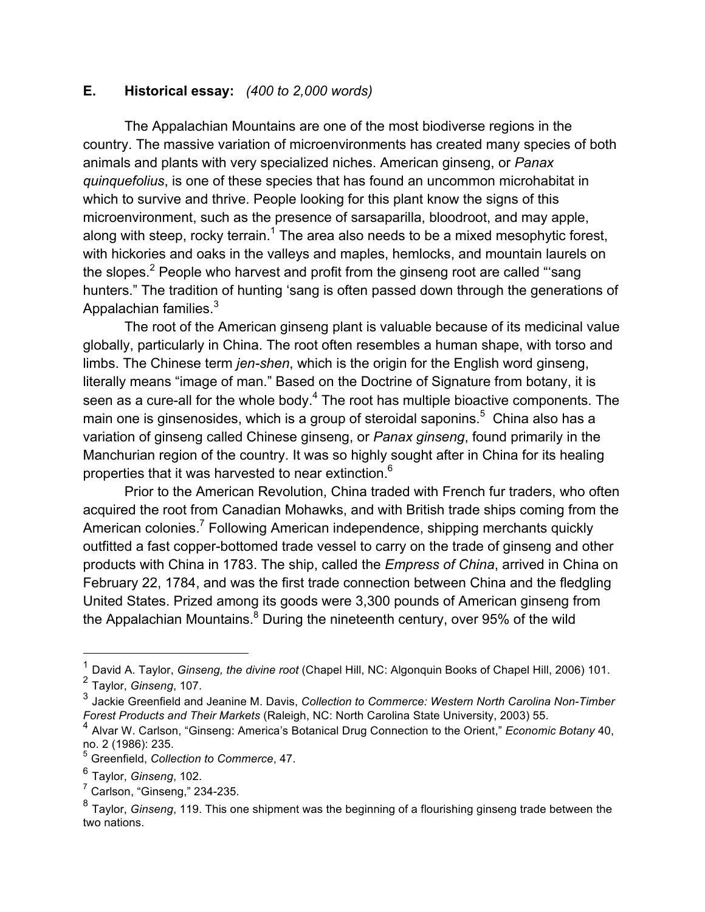**E. Historical essay:** *(400 to 2,000 words)*

The Appalachian Mountains are one of the most biodiverse regions in the country. The massive variation of microenvironments has created many species of both animals and plants with very specialized niches. American ginseng, or *Panax quinquefolius*, is one of these species that has found an uncommon microhabitat in which to survive and thrive. People looking for this plant know the signs of this microenvironment, such as the presence of sarsaparilla, bloodroot, and may apple, along with steep, rocky terrain.[1] The area also needs to be a mixed mesophytic forest, with hickories and oaks in the valleys and maples, hemlocks, and mountain laurels on the slopes.[2] People who harvest and profit from the ginseng root are called "'sang hunters." The tradition of hunting 'sang is often passed down through the generations of Appalachian families.[3]

The root of the American ginseng plant is valuable because of its medicinal value globally, particularly in China. The root often resembles a human shape, with torso and limbs. The Chinese term *jen-shen*, which is the origin for the English word ginseng, literally means "image of man." Based on the Doctrine of Signature from botany, it is seen as a cure-all for the whole body.[4] The root has multiple bioactive components. The main one is ginsenosides, which is a group of steroidal saponins.[5] China also has a variation of ginseng called Chinese ginseng, or *Panax ginseng*, found primarily in the Manchurian region of the country. It was so highly sought after in China for its healing properties that it was harvested to near extinction.[6]

Prior to the American Revolution, China traded with French fur traders, who often acquired the root from Canadian Mohawks, and with British trade ships coming from the American colonies.[7] Following American independence, shipping merchants quickly outfitted a fast copper-bottomed trade vessel to carry on the trade of ginseng and other products with China in 1783. The ship, called the *Empress of China*, arrived in China on February 22, 1784, and was the first trade connection between China and the fledgling United States. Prized among its goods were 3,300 pounds of American ginseng from the Appalachian Mountains.[8] During the nineteenth century, over 95% of the wild

---

[1] David A. Taylor, *Ginseng, the divine root* (Chapel Hill, NC: Algonquin Books of Chapel Hill, 2006) 101.

[2] Taylor, *Ginseng*, 107.

[3] Jackie Greenfield and Jeanine M. Davis, *Collection to Commerce: Western North Carolina Non-Timber Forest Products and Their Markets* (Raleigh, NC: North Carolina State University, 2003) 55.

[4] Alvar W. Carlson, "Ginseng: America's Botanical Drug Connection to the Orient," *Economic Botany* 40, no. 2 (1986): 235.

[5] Greenfield, *Collection to Commerce*, 47.

[6] Taylor, *Ginseng*, 102.

[7] Carlson, "Ginseng," 234-235.

[8] Taylor, *Ginseng*, 119. This one shipment was the beginning of a flourishing ginseng trade between the two nations.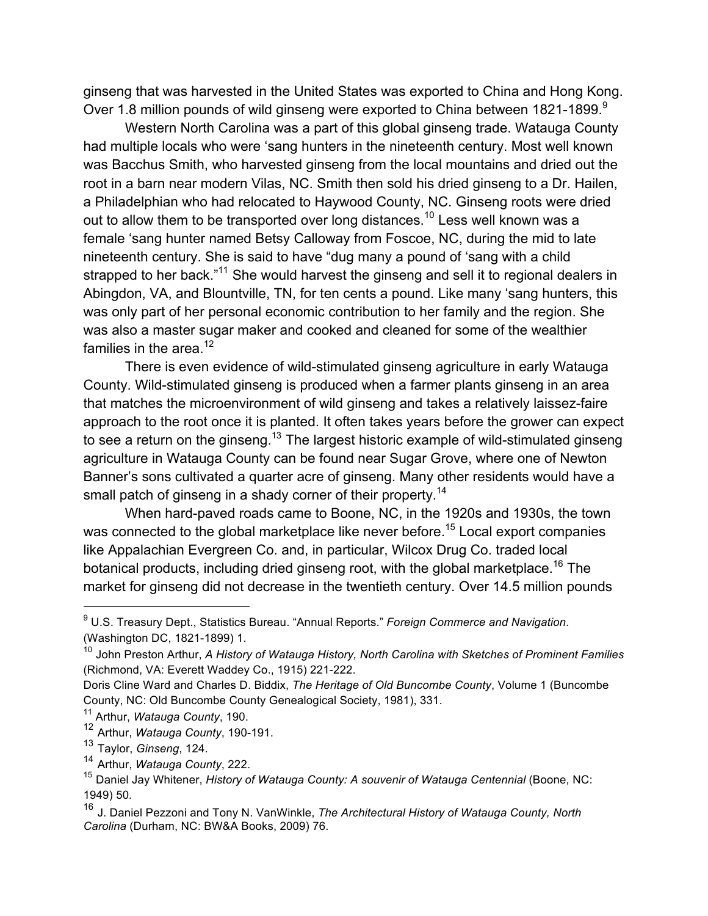ginseng that was harvested in the United States was exported to China and Hong Kong. Over 1.8 million pounds of wild ginseng were exported to China between 1821-1899.[9]

Western North Carolina was a part of this global ginseng trade. Watauga County had multiple locals who were 'sang hunters in the nineteenth century. Most well known was Bacchus Smith, who harvested ginseng from the local mountains and dried out the root in a barn near modern Vilas, NC. Smith then sold his dried ginseng to a Dr. Hailen, a Philadelphian who had relocated to Haywood County, NC. Ginseng roots were dried out to allow them to be transported over long distances.[10] Less well known was a female 'sang hunter named Betsy Calloway from Foscoe, NC, during the mid to late nineteenth century. She is said to have "dug many a pound of 'sang with a child strapped to her back."[11] She would harvest the ginseng and sell it to regional dealers in Abingdon, VA, and Blountville, TN, for ten cents a pound. Like many 'sang hunters, this was only part of her personal economic contribution to her family and the region. She was also a master sugar maker and cooked and cleaned for some of the wealthier families in the area.[12]

There is even evidence of wild-stimulated ginseng agriculture in early Watauga County. Wild-stimulated ginseng is produced when a farmer plants ginseng in an area that matches the microenvironment of wild ginseng and takes a relatively laissez-faire approach to the root once it is planted. It often takes years before the grower can expect to see a return on the ginseng.[13] The largest historic example of wild-stimulated ginseng agriculture in Watauga County can be found near Sugar Grove, where one of Newton Banner's sons cultivated a quarter acre of ginseng. Many other residents would have a small patch of ginseng in a shady corner of their property.[14]

When hard-paved roads came to Boone, NC, in the 1920s and 1930s, the town was connected to the global marketplace like never before.[15] Local export companies like Appalachian Evergreen Co. and, in particular, Wilcox Drug Co. traded local botanical products, including dried ginseng root, with the global marketplace.[16] The market for ginseng did not decrease in the twentieth century. Over 14.5 million pounds

---

[9] U.S. Treasury Dept., Statistics Bureau. "Annual Reports." *Foreign Commerce and Navigation*. (Washington DC, 1821-1899) 1.

[10] John Preston Arthur, *A History of Watauga History, North Carolina with Sketches of Prominent Families* (Richmond, VA: Everett Waddey Co., 1915) 221-222.

Doris Cline Ward and Charles D. Biddix, *The Heritage of Old Buncombe County*, Volume 1 (Buncombe County, NC: Old Buncombe County Genealogical Society, 1981), 331.

[11] Arthur, *Watauga County*, 190.

[12] Arthur, *Watauga County*, 190-191.

[13] Taylor, *Ginseng*, 124.

[14] Arthur, *Watauga County*, 222.

[15] Daniel Jay Whitener, *History of Watauga County: A souvenir of Watauga Centennial* (Boone, NC: 1949) 50.

[16] J. Daniel Pezzoni and Tony N. VanWinkle, *The Architectural History of Watauga County, North Carolina* (Durham, NC: BW&A Books, 2009) 76.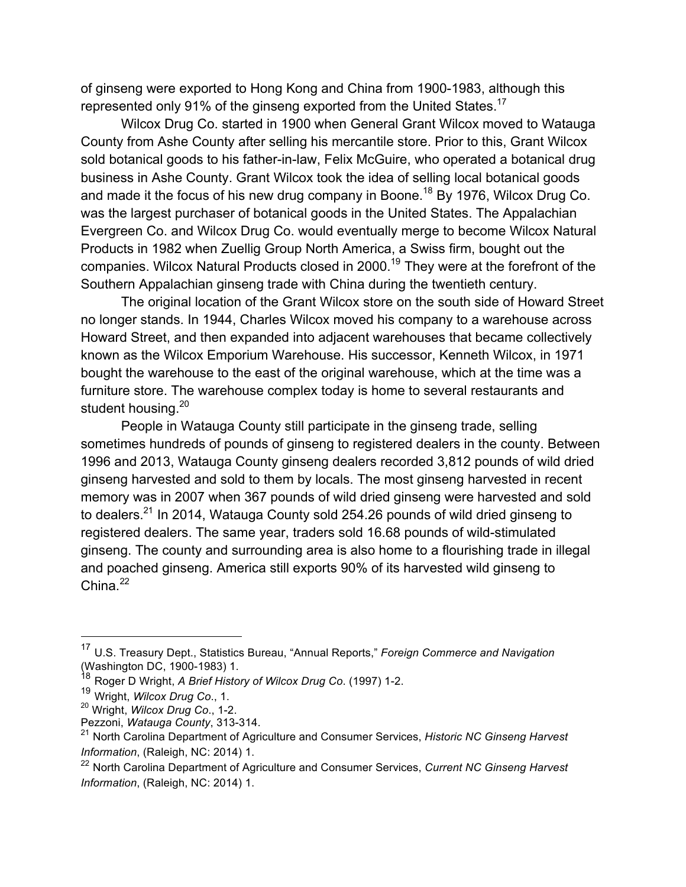of ginseng were exported to Hong Kong and China from 1900-1983, although this represented only 91% of the ginseng exported from the United States.[17]

Wilcox Drug Co. started in 1900 when General Grant Wilcox moved to Watauga County from Ashe County after selling his mercantile store. Prior to this, Grant Wilcox sold botanical goods to his father-in-law, Felix McGuire, who operated a botanical drug business in Ashe County. Grant Wilcox took the idea of selling local botanical goods and made it the focus of his new drug company in Boone.[18] By 1976, Wilcox Drug Co. was the largest purchaser of botanical goods in the United States. The Appalachian Evergreen Co. and Wilcox Drug Co. would eventually merge to become Wilcox Natural Products in 1982 when Zuellig Group North America, a Swiss firm, bought out the companies. Wilcox Natural Products closed in 2000.[19] They were at the forefront of the Southern Appalachian ginseng trade with China during the twentieth century.

The original location of the Grant Wilcox store on the south side of Howard Street no longer stands. In 1944, Charles Wilcox moved his company to a warehouse across Howard Street, and then expanded into adjacent warehouses that became collectively known as the Wilcox Emporium Warehouse. His successor, Kenneth Wilcox, in 1971 bought the warehouse to the east of the original warehouse, which at the time was a furniture store. The warehouse complex today is home to several restaurants and student housing.[20]

People in Watauga County still participate in the ginseng trade, selling sometimes hundreds of pounds of ginseng to registered dealers in the county. Between 1996 and 2013, Watauga County ginseng dealers recorded 3,812 pounds of wild dried ginseng harvested and sold to them by locals. The most ginseng harvested in recent memory was in 2007 when 367 pounds of wild dried ginseng were harvested and sold to dealers.[21] In 2014, Watauga County sold 254.26 pounds of wild dried ginseng to registered dealers. The same year, traders sold 16.68 pounds of wild-stimulated ginseng. The county and surrounding area is also home to a flourishing trade in illegal and poached ginseng. America still exports 90% of its harvested wild ginseng to China.[22]

---

[17] U.S. Treasury Dept., Statistics Bureau, "Annual Reports," *Foreign Commerce and Navigation* (Washington DC, 1900-1983) 1.

[18] Roger D Wright, *A Brief History of Wilcox Drug Co*. (1997) 1-2.

[19] Wright, *Wilcox Drug Co*., 1.

[20] Wright, *Wilcox Drug Co*., 1-2.
Pezzoni, *Watauga County*, 313-314.

[21] North Carolina Department of Agriculture and Consumer Services, *Historic NC Ginseng Harvest Information*, (Raleigh, NC: 2014) 1.

[22] North Carolina Department of Agriculture and Consumer Services, *Current NC Ginseng Harvest Information*, (Raleigh, NC: 2014) 1.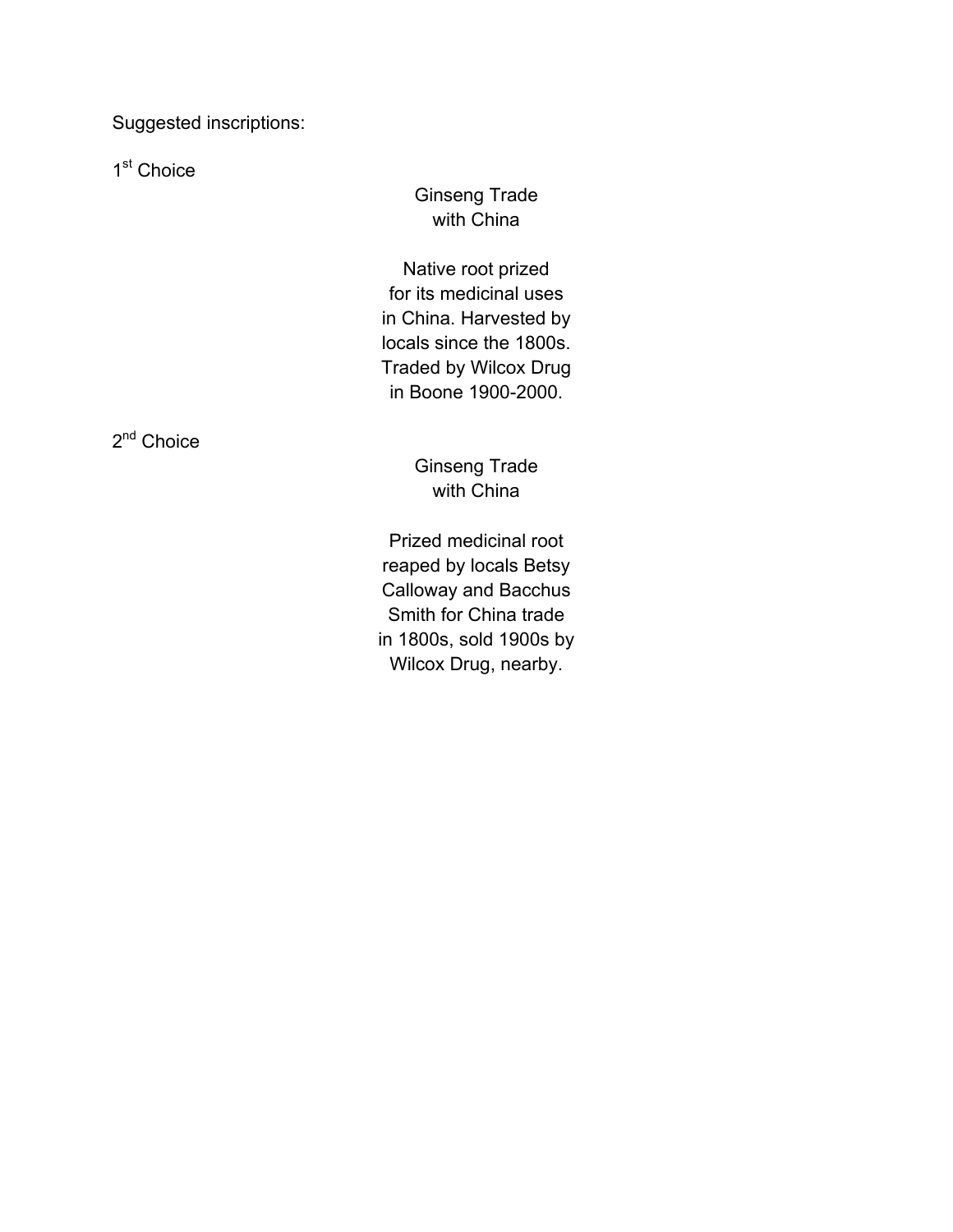Suggested inscriptions:

1st Choice

Ginseng Trade
with China

Native root prized
for its medicinal uses
in China. Harvested by
locals since the 1800s.
Traded by Wilcox Drug
in Boone 1900-2000.

2nd Choice

Ginseng Trade
with China

Prized medicinal root
reaped by locals Betsy
Calloway and Bacchus
Smith for China trade
in 1800s, sold 1900s by
Wilcox Drug, nearby.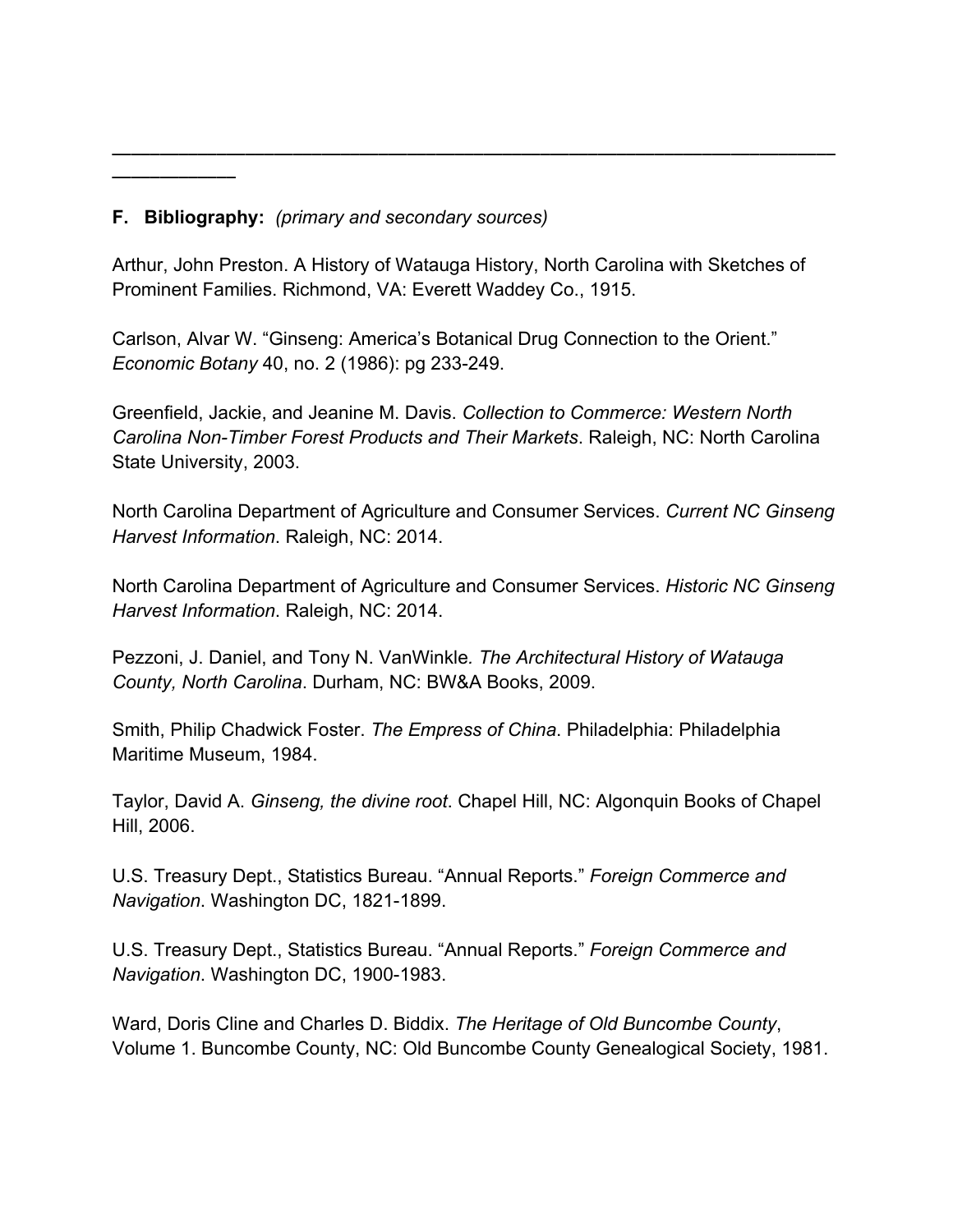---

**F. Bibliography:** *(primary and secondary sources)*

Arthur, John Preston. A History of Watauga History, North Carolina with Sketches of Prominent Families. Richmond, VA: Everett Waddey Co., 1915.

Carlson, Alvar W. "Ginseng: America's Botanical Drug Connection to the Orient." *Economic Botany* 40, no. 2 (1986): pg 233-249.

Greenfield, Jackie, and Jeanine M. Davis. *Collection to Commerce: Western North Carolina Non-Timber Forest Products and Their Markets*. Raleigh, NC: North Carolina State University, 2003.

North Carolina Department of Agriculture and Consumer Services. *Current NC Ginseng Harvest Information*. Raleigh, NC: 2014.

North Carolina Department of Agriculture and Consumer Services. *Historic NC Ginseng Harvest Information*. Raleigh, NC: 2014.

Pezzoni, J. Daniel, and Tony N. VanWinkle. *The Architectural History of Watauga County, North Carolina*. Durham, NC: BW&A Books, 2009.

Smith, Philip Chadwick Foster. *The Empress of China*. Philadelphia: Philadelphia Maritime Museum, 1984.

Taylor, David A. *Ginseng, the divine root*. Chapel Hill, NC: Algonquin Books of Chapel Hill, 2006.

U.S. Treasury Dept., Statistics Bureau. "Annual Reports." *Foreign Commerce and Navigation*. Washington DC, 1821-1899.

U.S. Treasury Dept., Statistics Bureau. "Annual Reports." *Foreign Commerce and Navigation*. Washington DC, 1900-1983.

Ward, Doris Cline and Charles D. Biddix. *The Heritage of Old Buncombe County*, Volume 1. Buncombe County, NC: Old Buncombe County Genealogical Society, 1981.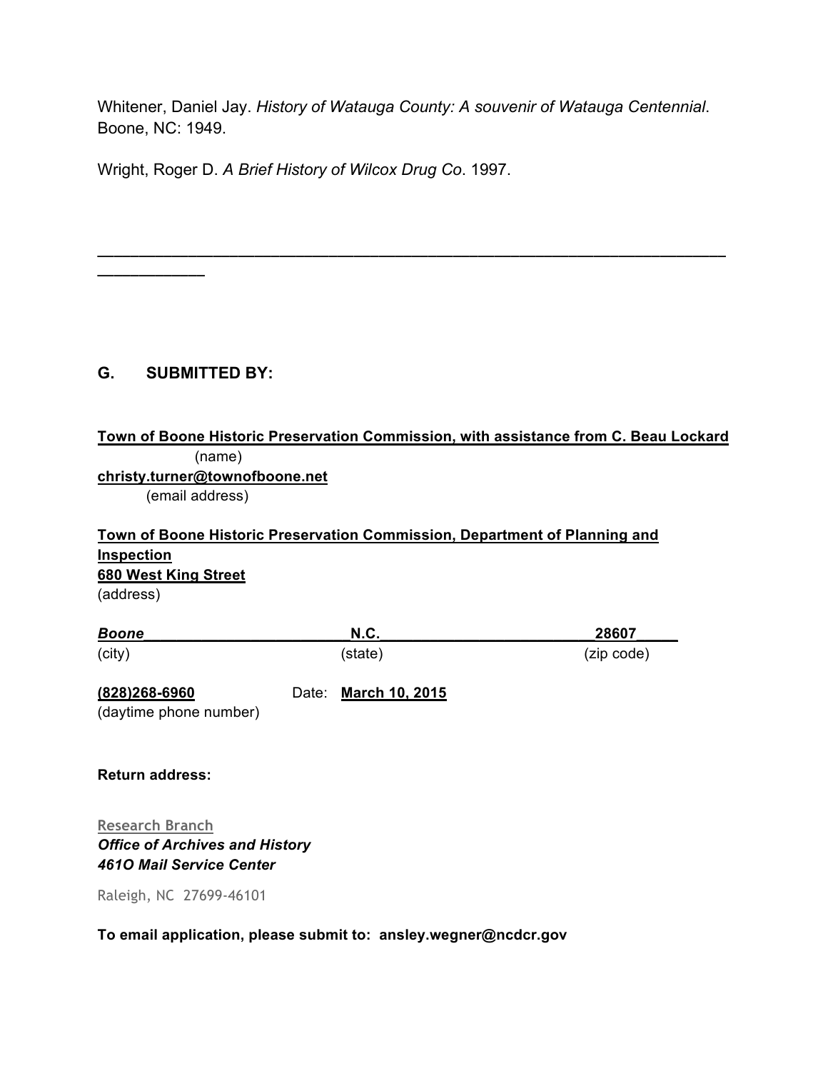Whitener, Daniel Jay. *History of Watauga County: A souvenir of Watauga Centennial*. Boone, NC: 1949.

Wright, Roger D. *A Brief History of Wilcox Drug Co*. 1997.

---

## G. SUBMITTED BY:

**Town of Boone Historic Preservation Commission, with assistance from C. Beau Lockard**
(name)

**christy.turner@townofboone.net**
(email address)

**Town of Boone Historic Preservation Commission, Department of Planning and Inspection**
**680 West King Street**
(address)

| ***Boone*** | **N.C.** | **28607** |
|---|---|---|
| (city) | (state) | (zip code) |

**(828)268-6960** Date: **March 10, 2015**
(daytime phone number)

**Return address:**

Research Branch
***Office of Archives and History***
***461O Mail Service Center***

Raleigh, NC 27699-46101

**To email application, please submit to: ansley.wegner@ncdcr.gov**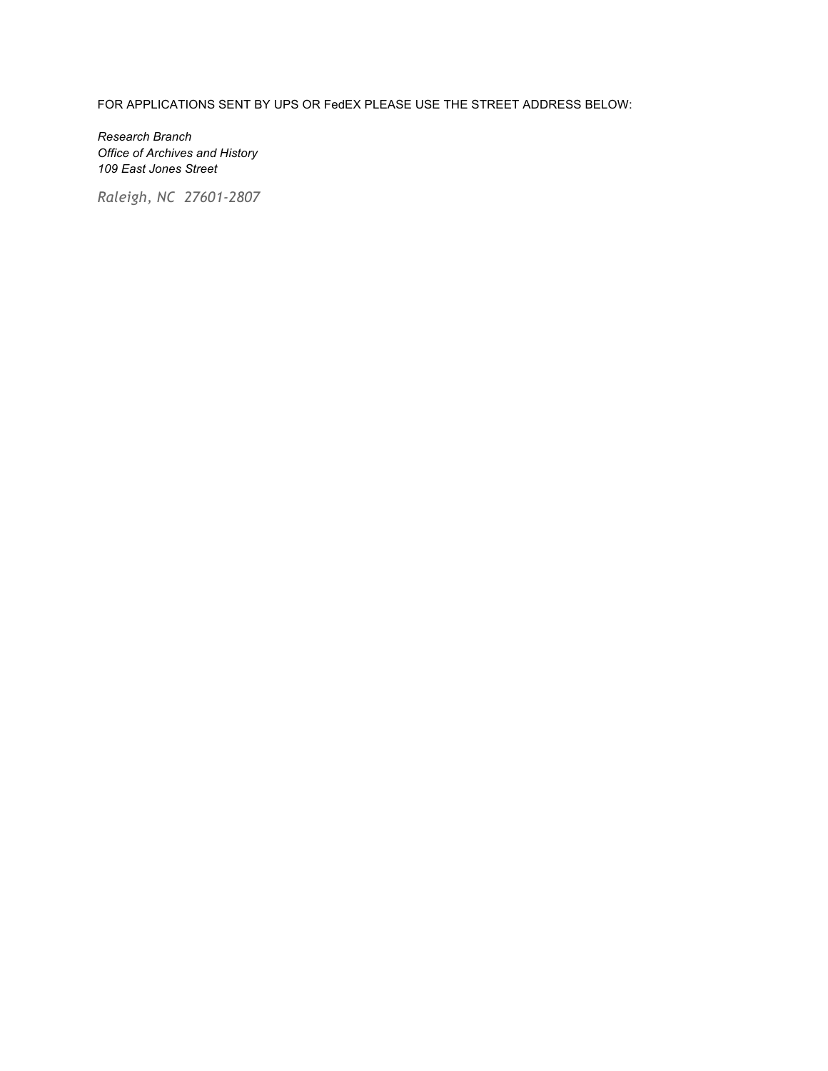FOR APPLICATIONS SENT BY UPS OR FedEX PLEASE USE THE STREET ADDRESS BELOW:

*Research Branch*
*Office of Archives and History*
*109 East Jones Street*

*Raleigh, NC 27601-2807*